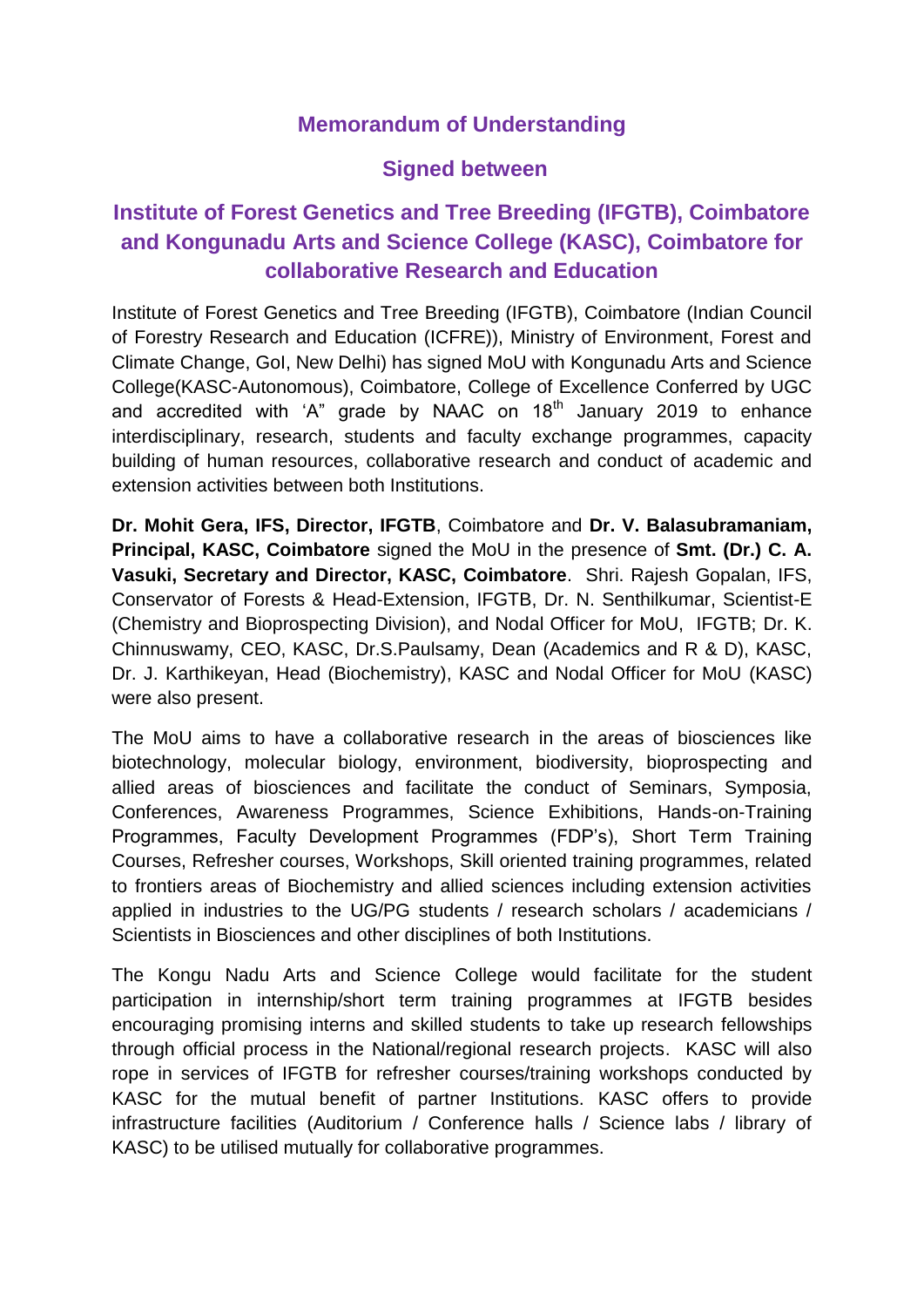# Memorandum of Understanding

## Signed between

## Institute of Forest Genetics and Tree Breeding (IFGTB), Coimbatore and Kongunadu Arts and Science College (KASC), Coimbatore for collaborative Research and Education

Institute of Forest Genetics and Tree Breeding (IFGTB), Coimbatore (Indian Council of Forestry Research and Education (ICFRE)), Ministry of Environment, Forest and Climate Change, GoI, New Delhi) has signed MoU with Kongunadu Arts and Science College(KASC-Autonomous), Coimbatore, College of Excellence Conferred by UGC and accredited with 'A" grade by NAAC on 18th January 2019 to enhance interdisciplinary, research, students and faculty exchange programmes, capacity building of human resources, collaborative research and conduct of academic and extension activities between both Institutions.

**Dr. Mohit Gera, IFS, Director, IFGTB**, Coimbatore and **Dr. V. Balasubramaniam, Principal, KASC, Coimbatore** signed the MoU in the presence of **Smt. (Dr.) C. A. Vasuki, Secretary and Director, KASC, Coimbatore**. Shri. Rajesh Gopalan, IFS, Conservator of Forests & Head-Extension, IFGTB, Dr. N. Senthilkumar, Scientist-E (Chemistry and Bioprospecting Division), and Nodal Officer for MoU, IFGTB; Dr. K. Chinnuswamy, CEO, KASC, Dr.S.Paulsamy, Dean (Academics and R & D), KASC, Dr. J. Karthikeyan, Head (Biochemistry), KASC and Nodal Officer for MoU (KASC) were also present.

The MoU aims to have a collaborative research in the areas of biosciences like biotechnology, molecular biology, environment, biodiversity, bioprospecting and allied areas of biosciences and facilitate the conduct of Seminars, Symposia, Conferences, Awareness Programmes, Science Exhibitions, Hands-on-Training Programmes, Faculty Development Programmes (FDP's), Short Term Training Courses, Refresher courses, Workshops, Skill oriented training programmes, related to frontiers areas of Biochemistry and allied sciences including extension activities applied in industries to the UG/PG students / research scholars / academicians / Scientists in Biosciences and other disciplines of both Institutions.

The Kongu Nadu Arts and Science College would facilitate for the student participation in internship/short term training programmes at IFGTB besides encouraging promising interns and skilled students to take up research fellowships through official process in the National/regional research projects. KASC will also rope in services of IFGTB for refresher courses/training workshops conducted by KASC for the mutual benefit of partner Institutions. KASC offers to provide infrastructure facilities (Auditorium / Conference halls / Science labs / library of KASC) to be utilised mutually for collaborative programmes.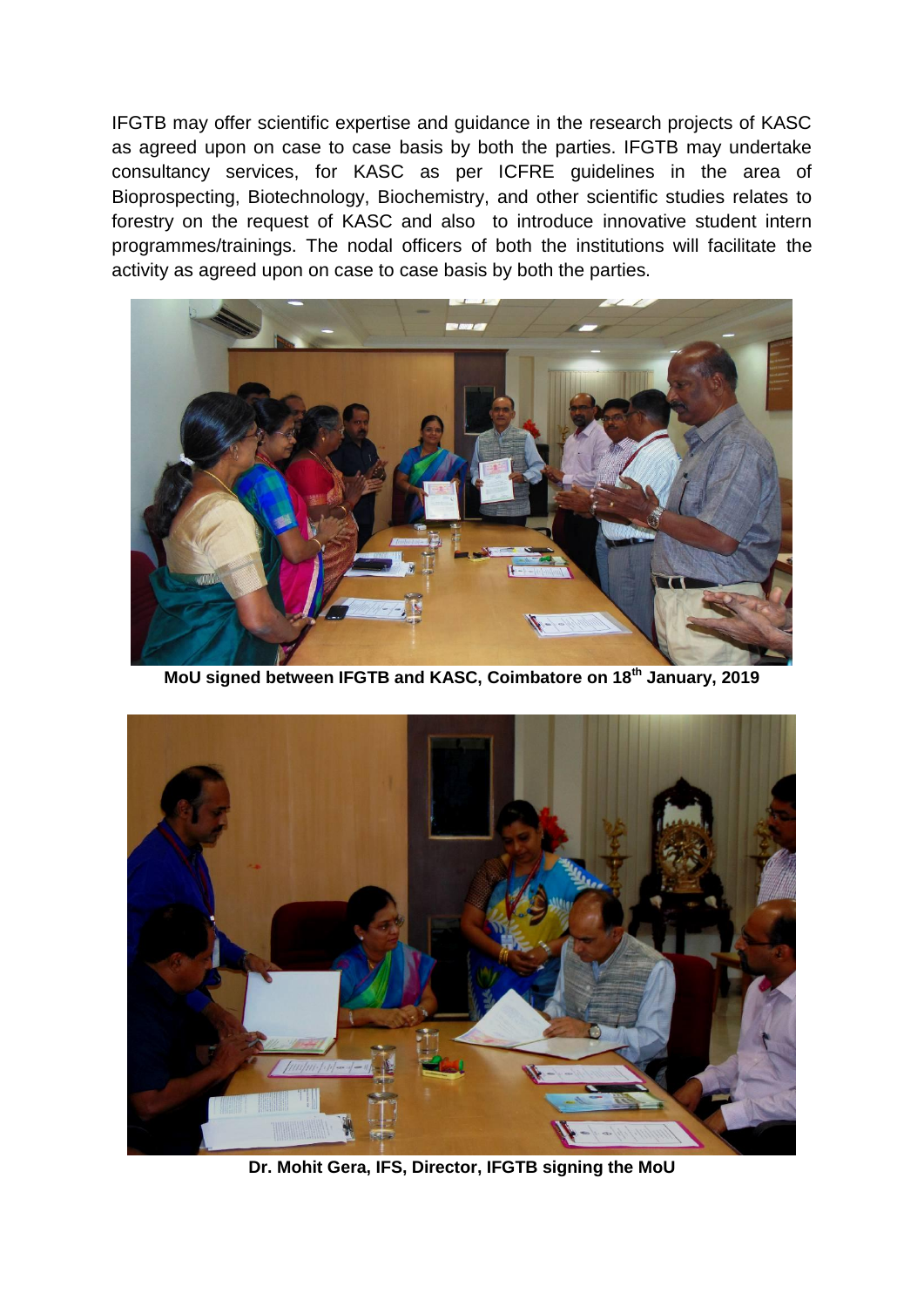IFGTB may offer scientific expertise and guidance in the research projects of KASC as agreed upon on case to case basis by both the parties. IFGTB may undertake consultancy services, for KASC as per ICFRE guidelines in the area of Bioprospecting, Biotechnology, Biochemistry, and other scientific studies relates to forestry on the request of KASC and also to introduce innovative student intern programmes/trainings. The nodal officers of both the institutions will facilitate the activity as agreed upon on case to case basis by both the parties.

**MoU signed between IFGTB and KASC, Coimbatore on 18th January, 2019**

**Dr. Mohit Gera, IFS, Director, IFGTB signing the MoU**